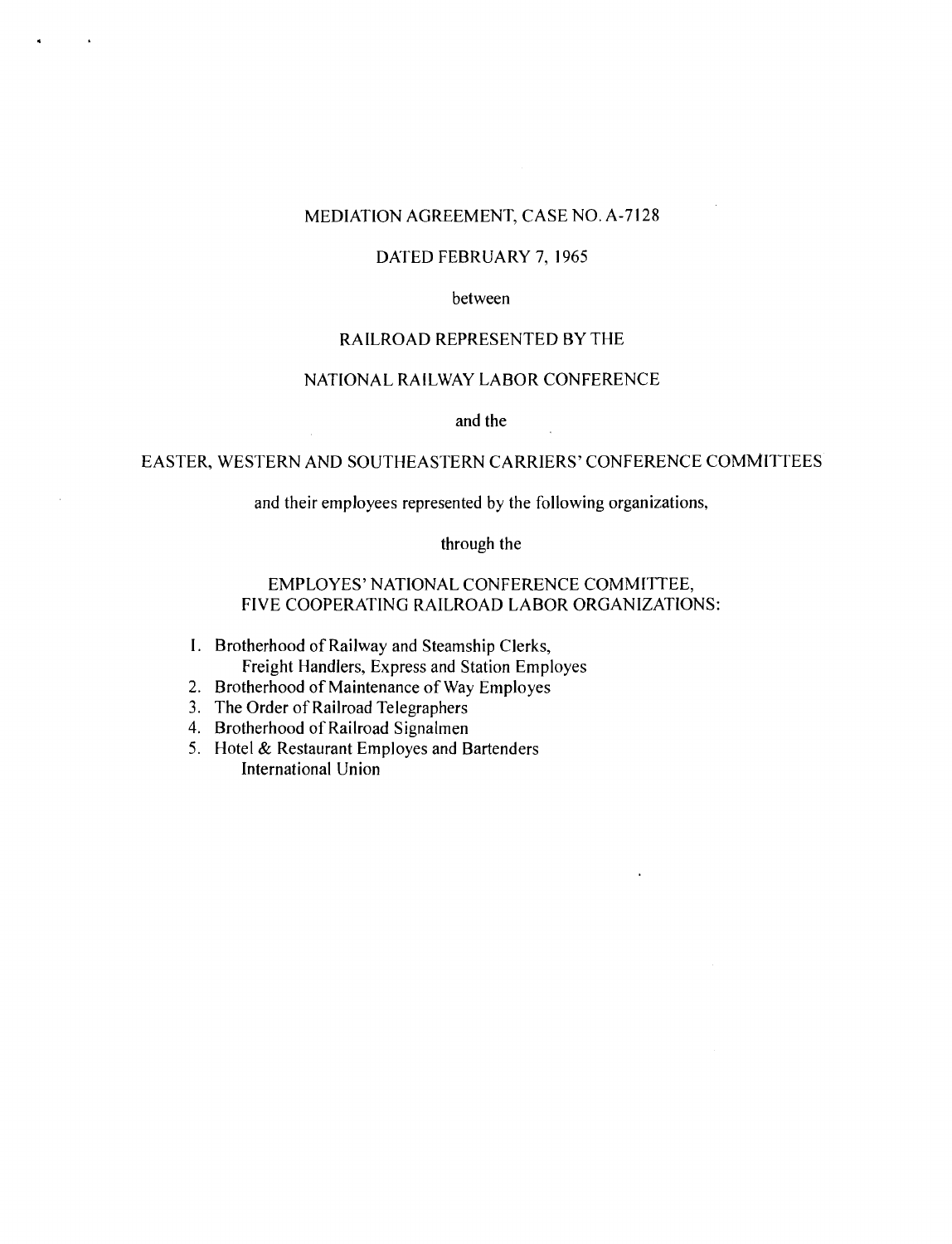MEDIATION AGREEMENT, CASE NO. A-7128

DATED FEBRUARY 7, 1965

between

RAILROAD REPRESENTED BY THE

NATIONAL RAILWAY LABOR CONFERENCE

and the

EASTER, WESTERN AND SOUTHEASTERN CARRIERS' CONFERENCE COMMITTEES

and their employees represented by the following organizations,

through the

EMPLOYES' NATIONAL CONFERENCE COMMITTEE,
FIVE COOPERATING RAILROAD LABOR ORGANIZATIONS:

1. Brotherhood of Railway and Steamship Clerks,
   Freight Handlers, Express and Station Employes
2. Brotherhood of Maintenance of Way Employes
3. The Order of Railroad Telegraphers
4. Brotherhood of Railroad Signalmen
5. Hotel & Restaurant Employes and Bartenders
   International Union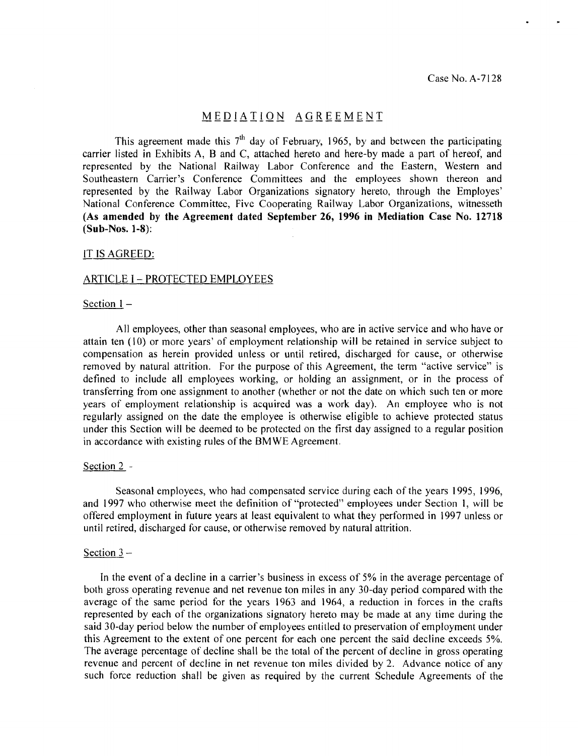Case No. A-7128

# MEDIATION AGREEMENT

This agreement made this 7th day of February, 1965, by and between the participating carrier listed in Exhibits A, B and C, attached hereto and here-by made a part of hereof, and represented by the National Railway Labor Conference and the Eastern, Western and Southeastern Carrier's Conference Committees and the employees shown thereon and represented by the Railway Labor Organizations signatory hereto, through the Employes' National Conference Committee, Five Cooperating Railway Labor Organizations, witnesseth **(As amended by the Agreement dated September 26, 1996 in Mediation Case No. 12718 (Sub-Nos. 1-8)**:

IT IS AGREED:

## ARTICLE I – PROTECTED EMPLOYEES

### Section 1 –

All employees, other than seasonal employees, who are in active service and who have or attain ten (10) or more years' of employment relationship will be retained in service subject to compensation as herein provided unless or until retired, discharged for cause, or otherwise removed by natural attrition. For the purpose of this Agreement, the term "active service" is defined to include all employees working, or holding an assignment, or in the process of transferring from one assignment to another (whether or not the date on which such ten or more years of employment relationship is acquired was a work day). An employee who is not regularly assigned on the date the employee is otherwise eligible to achieve protected status under this Section will be deemed to be protected on the first day assigned to a regular position in accordance with existing rules of the BMWE Agreement.

### Section 2 -

Seasonal employees, who had compensated service during each of the years 1995, 1996, and 1997 who otherwise meet the definition of "protected" employees under Section 1, will be offered employment in future years at least equivalent to what they performed in 1997 unless or until retired, discharged for cause, or otherwise removed by natural attrition.

### Section 3 –

In the event of a decline in a carrier's business in excess of 5% in the average percentage of both gross operating revenue and net revenue ton miles in any 30-day period compared with the average of the same period for the years 1963 and 1964, a reduction in forces in the crafts represented by each of the organizations signatory hereto may be made at any time during the said 30-day period below the number of employees entitled to preservation of employment under this Agreement to the extent of one percent for each one percent the said decline exceeds 5%. The average percentage of decline shall be the total of the percent of decline in gross operating revenue and percent of decline in net revenue ton miles divided by 2. Advance notice of any such force reduction shall be given as required by the current Schedule Agreements of the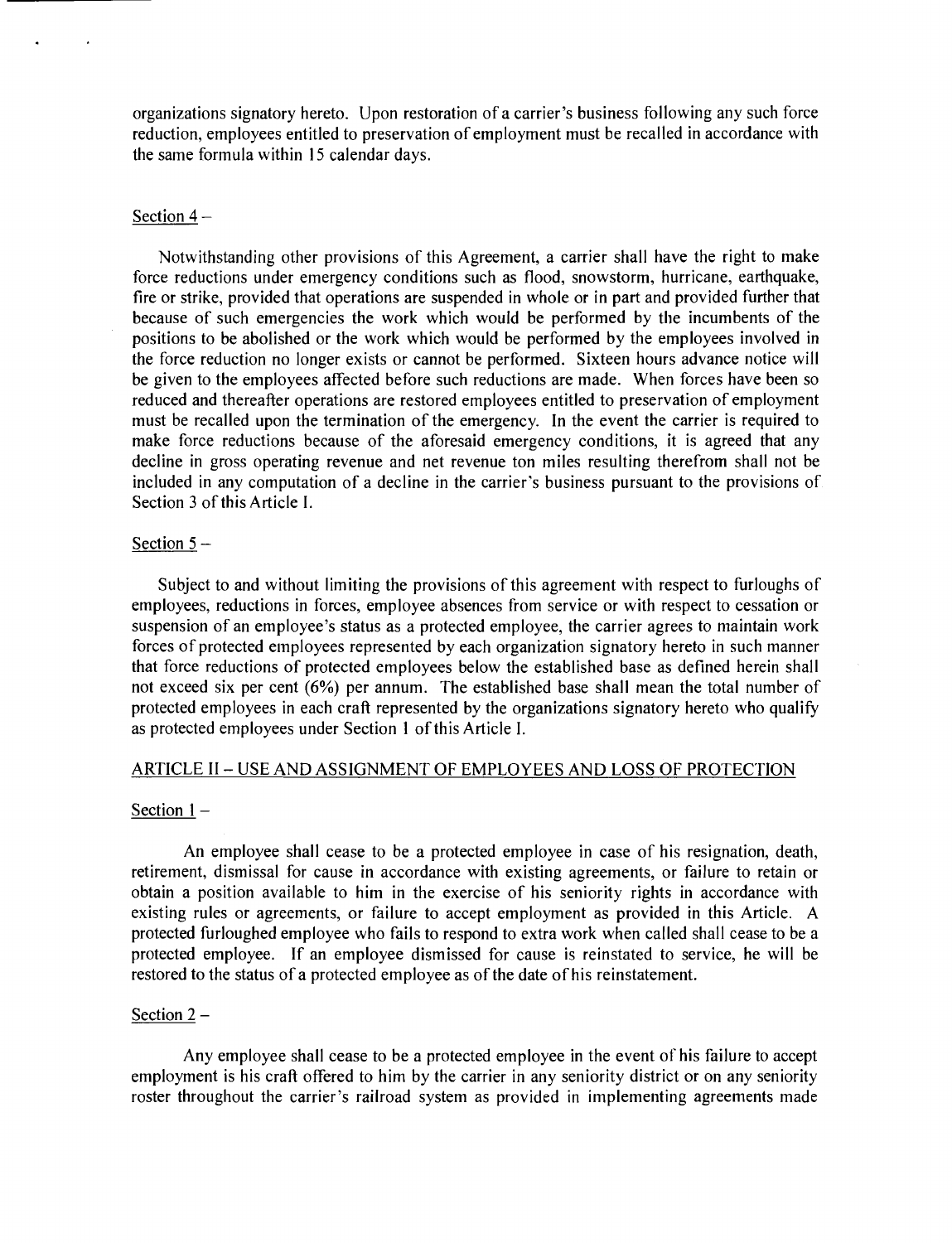organizations signatory hereto. Upon restoration of a carrier's business following any such force reduction, employees entitled to preservation of employment must be recalled in accordance with the same formula within 15 calendar days.

Section 4 –

Notwithstanding other provisions of this Agreement, a carrier shall have the right to make force reductions under emergency conditions such as flood, snowstorm, hurricane, earthquake, fire or strike, provided that operations are suspended in whole or in part and provided further that because of such emergencies the work which would be performed by the incumbents of the positions to be abolished or the work which would be performed by the employees involved in the force reduction no longer exists or cannot be performed. Sixteen hours advance notice will be given to the employees affected before such reductions are made. When forces have been so reduced and thereafter operations are restored employees entitled to preservation of employment must be recalled upon the termination of the emergency. In the event the carrier is required to make force reductions because of the aforesaid emergency conditions, it is agreed that any decline in gross operating revenue and net revenue ton miles resulting therefrom shall not be included in any computation of a decline in the carrier's business pursuant to the provisions of Section 3 of this Article I.

Section 5 –

Subject to and without limiting the provisions of this agreement with respect to furloughs of employees, reductions in forces, employee absences from service or with respect to cessation or suspension of an employee's status as a protected employee, the carrier agrees to maintain work forces of protected employees represented by each organization signatory hereto in such manner that force reductions of protected employees below the established base as defined herein shall not exceed six per cent (6%) per annum. The established base shall mean the total number of protected employees in each craft represented by the organizations signatory hereto who qualify as protected employees under Section 1 of this Article I.

ARTICLE II – USE AND ASSIGNMENT OF EMPLOYEES AND LOSS OF PROTECTION

Section 1 –

An employee shall cease to be a protected employee in case of his resignation, death, retirement, dismissal for cause in accordance with existing agreements, or failure to retain or obtain a position available to him in the exercise of his seniority rights in accordance with existing rules or agreements, or failure to accept employment as provided in this Article. A protected furloughed employee who fails to respond to extra work when called shall cease to be a protected employee. If an employee dismissed for cause is reinstated to service, he will be restored to the status of a protected employee as of the date of his reinstatement.

Section 2 –

Any employee shall cease to be a protected employee in the event of his failure to accept employment is his craft offered to him by the carrier in any seniority district or on any seniority roster throughout the carrier's railroad system as provided in implementing agreements made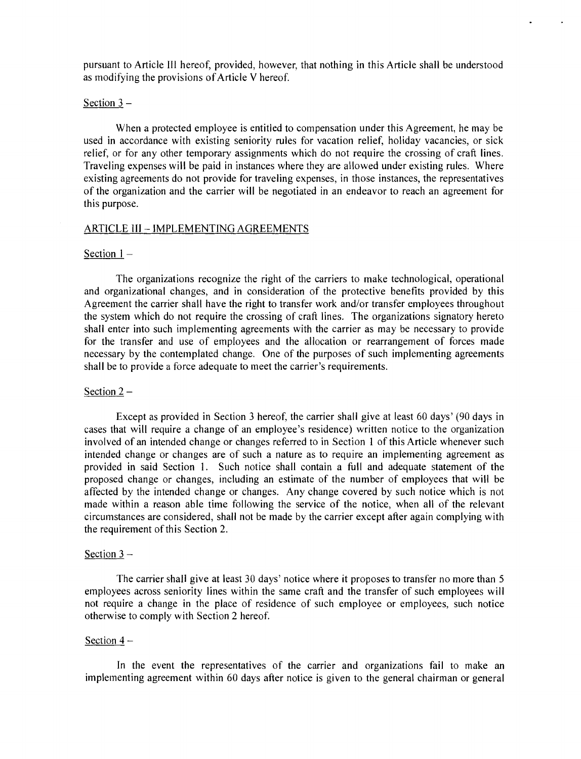pursuant to Article III hereof, provided, however, that nothing in this Article shall be understood as modifying the provisions of Article V hereof.

Section 3 –

When a protected employee is entitled to compensation under this Agreement, he may be used in accordance with existing seniority rules for vacation relief, holiday vacancies, or sick relief, or for any other temporary assignments which do not require the crossing of craft lines. Traveling expenses will be paid in instances where they are allowed under existing rules. Where existing agreements do not provide for traveling expenses, in those instances, the representatives of the organization and the carrier will be negotiated in an endeavor to reach an agreement for this purpose.

## ARTICLE III – IMPLEMENTING AGREEMENTS

Section 1 –

The organizations recognize the right of the carriers to make technological, operational and organizational changes, and in consideration of the protective benefits provided by this Agreement the carrier shall have the right to transfer work and/or transfer employees throughout the system which do not require the crossing of craft lines. The organizations signatory hereto shall enter into such implementing agreements with the carrier as may be necessary to provide for the transfer and use of employees and the allocation or rearrangement of forces made necessary by the contemplated change. One of the purposes of such implementing agreements shall be to provide a force adequate to meet the carrier's requirements.

Section 2 –

Except as provided in Section 3 hereof, the carrier shall give at least 60 days' (90 days in cases that will require a change of an employee's residence) written notice to the organization involved of an intended change or changes referred to in Section 1 of this Article whenever such intended change or changes are of such a nature as to require an implementing agreement as provided in said Section 1. Such notice shall contain a full and adequate statement of the proposed change or changes, including an estimate of the number of employees that will be affected by the intended change or changes. Any change covered by such notice which is not made within a reason able time following the service of the notice, when all of the relevant circumstances are considered, shall not be made by the carrier except after again complying with the requirement of this Section 2.

Section 3 –

The carrier shall give at least 30 days' notice where it proposes to transfer no more than 5 employees across seniority lines within the same craft and the transfer of such employees will not require a change in the place of residence of such employee or employees, such notice otherwise to comply with Section 2 hereof.

Section 4 –

In the event the representatives of the carrier and organizations fail to make an implementing agreement within 60 days after notice is given to the general chairman or general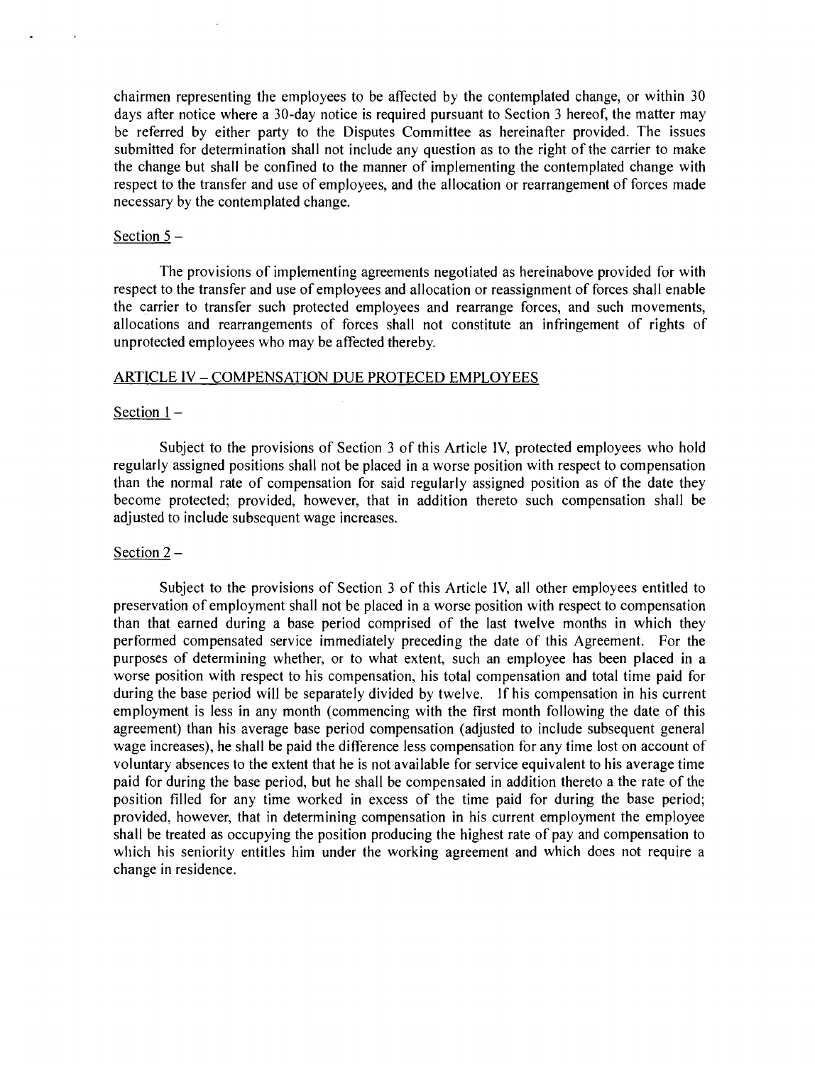chairmen representing the employees to be affected by the contemplated change, or within 30 days after notice where a 30-day notice is required pursuant to Section 3 hereof, the matter may be referred by either party to the Disputes Committee as hereinafter provided. The issues submitted for determination shall not include any question as to the right of the carrier to make the change but shall be confined to the manner of implementing the contemplated change with respect to the transfer and use of employees, and the allocation or rearrangement of forces made necessary by the contemplated change.

Section 5 –

The provisions of implementing agreements negotiated as hereinabove provided for with respect to the transfer and use of employees and allocation or reassignment of forces shall enable the carrier to transfer such protected employees and rearrange forces, and such movements, allocations and rearrangements of forces shall not constitute an infringement of rights of unprotected employees who may be affected thereby.

ARTICLE IV – COMPENSATION DUE PROTECTED EMPLOYEES

Section 1 –

Subject to the provisions of Section 3 of this Article IV, protected employees who hold regularly assigned positions shall not be placed in a worse position with respect to compensation than the normal rate of compensation for said regularly assigned position as of the date they become protected; provided, however, that in addition thereto such compensation shall be adjusted to include subsequent wage increases.

Section 2 –

Subject to the provisions of Section 3 of this Article IV, all other employees entitled to preservation of employment shall not be placed in a worse position with respect to compensation than that earned during a base period comprised of the last twelve months in which they performed compensated service immediately preceding the date of this Agreement. For the purposes of determining whether, or to what extent, such an employee has been placed in a worse position with respect to his compensation, his total compensation and total time paid for during the base period will be separately divided by twelve. If his compensation in his current employment is less in any month (commencing with the first month following the date of this agreement) than his average base period compensation (adjusted to include subsequent general wage increases), he shall be paid the difference less compensation for any time lost on account of voluntary absences to the extent that he is not available for service equivalent to his average time paid for during the base period, but he shall be compensated in addition thereto a the rate of the position filled for any time worked in excess of the time paid for during the base period; provided, however, that in determining compensation in his current employment the employee shall be treated as occupying the position producing the highest rate of pay and compensation to which his seniority entitles him under the working agreement and which does not require a change in residence.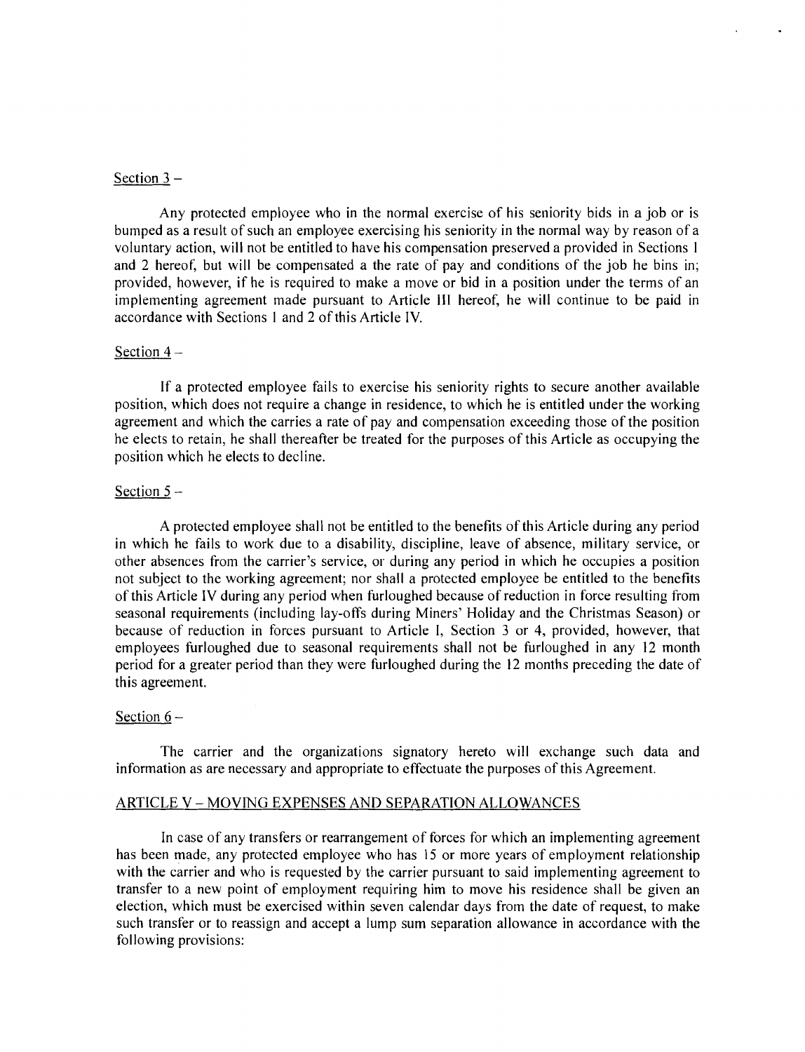Section 3 –

Any protected employee who in the normal exercise of his seniority bids in a job or is bumped as a result of such an employee exercising his seniority in the normal way by reason of a voluntary action, will not be entitled to have his compensation preserved a provided in Sections 1 and 2 hereof, but will be compensated a the rate of pay and conditions of the job he bins in; provided, however, if he is required to make a move or bid in a position under the terms of an implementing agreement made pursuant to Article III hereof, he will continue to be paid in accordance with Sections 1 and 2 of this Article IV.

Section 4 –

If a protected employee fails to exercise his seniority rights to secure another available position, which does not require a change in residence, to which he is entitled under the working agreement and which the carries a rate of pay and compensation exceeding those of the position he elects to retain, he shall thereafter be treated for the purposes of this Article as occupying the position which he elects to decline.

Section 5 –

A protected employee shall not be entitled to the benefits of this Article during any period in which he fails to work due to a disability, discipline, leave of absence, military service, or other absences from the carrier's service, or during any period in which he occupies a position not subject to the working agreement; nor shall a protected employee be entitled to the benefits of this Article IV during any period when furloughed because of reduction in force resulting from seasonal requirements (including lay-offs during Miners' Holiday and the Christmas Season) or because of reduction in forces pursuant to Article I, Section 3 or 4, provided, however, that employees furloughed due to seasonal requirements shall not be furloughed in any 12 month period for a greater period than they were furloughed during the 12 months preceding the date of this agreement.

Section 6 –

The carrier and the organizations signatory hereto will exchange such data and information as are necessary and appropriate to effectuate the purposes of this Agreement.

ARTICLE V – MOVING EXPENSES AND SEPARATION ALLOWANCES

In case of any transfers or rearrangement of forces for which an implementing agreement has been made, any protected employee who has 15 or more years of employment relationship with the carrier and who is requested by the carrier pursuant to said implementing agreement to transfer to a new point of employment requiring him to move his residence shall be given an election, which must be exercised within seven calendar days from the date of request, to make such transfer or to reassign and accept a lump sum separation allowance in accordance with the following provisions: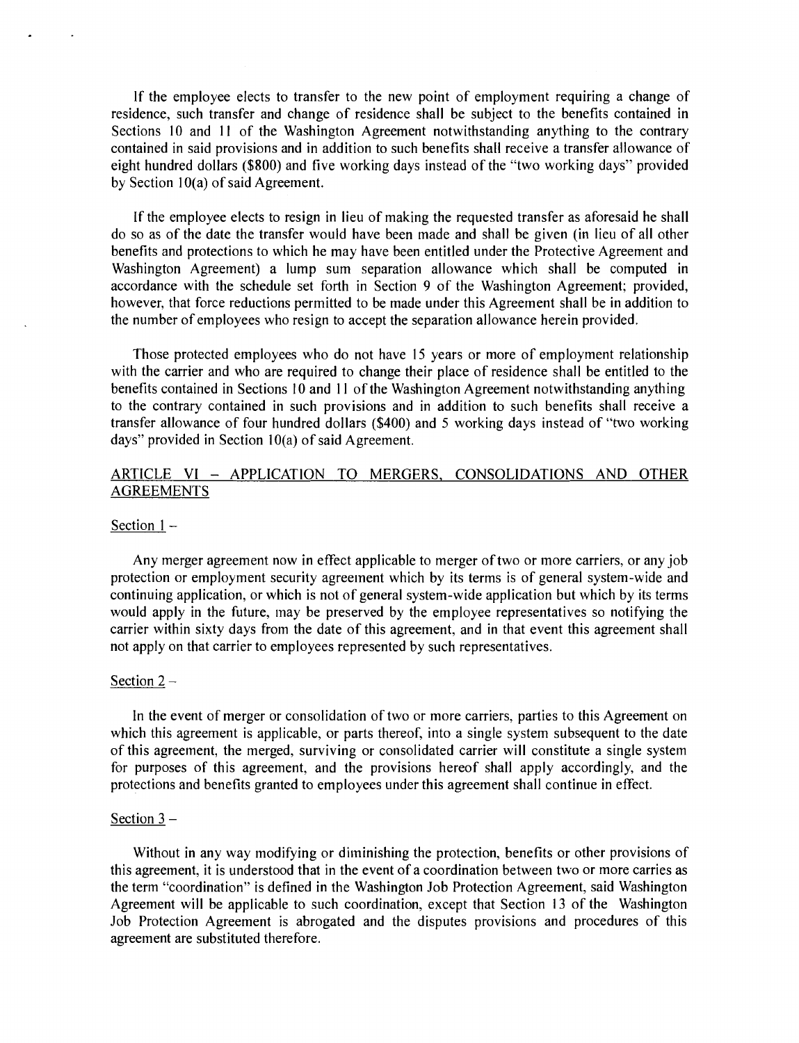If the employee elects to transfer to the new point of employment requiring a change of residence, such transfer and change of residence shall be subject to the benefits contained in Sections 10 and 11 of the Washington Agreement notwithstanding anything to the contrary contained in said provisions and in addition to such benefits shall receive a transfer allowance of eight hundred dollars ($800) and five working days instead of the "two working days" provided by Section 10(a) of said Agreement.

If the employee elects to resign in lieu of making the requested transfer as aforesaid he shall do so as of the date the transfer would have been made and shall be given (in lieu of all other benefits and protections to which he may have been entitled under the Protective Agreement and Washington Agreement) a lump sum separation allowance which shall be computed in accordance with the schedule set forth in Section 9 of the Washington Agreement; provided, however, that force reductions permitted to be made under this Agreement shall be in addition to the number of employees who resign to accept the separation allowance herein provided.

Those protected employees who do not have 15 years or more of employment relationship with the carrier and who are required to change their place of residence shall be entitled to the benefits contained in Sections 10 and 11 of the Washington Agreement notwithstanding anything to the contrary contained in such provisions and in addition to such benefits shall receive a transfer allowance of four hundred dollars ($400) and 5 working days instead of "two working days" provided in Section 10(a) of said Agreement.

## ARTICLE VI – APPLICATION TO MERGERS, CONSOLIDATIONS AND OTHER AGREEMENTS

### Section 1 –

Any merger agreement now in effect applicable to merger of two or more carriers, or any job protection or employment security agreement which by its terms is of general system-wide and continuing application, or which is not of general system-wide application but which by its terms would apply in the future, may be preserved by the employee representatives so notifying the carrier within sixty days from the date of this agreement, and in that event this agreement shall not apply on that carrier to employees represented by such representatives.

### Section 2 –

In the event of merger or consolidation of two or more carriers, parties to this Agreement on which this agreement is applicable, or parts thereof, into a single system subsequent to the date of this agreement, the merged, surviving or consolidated carrier will constitute a single system for purposes of this agreement, and the provisions hereof shall apply accordingly, and the protections and benefits granted to employees under this agreement shall continue in effect.

### Section 3 –

Without in any way modifying or diminishing the protection, benefits or other provisions of this agreement, it is understood that in the event of a coordination between two or more carries as the term "coordination" is defined in the Washington Job Protection Agreement, said Washington Agreement will be applicable to such coordination, except that Section 13 of the Washington Job Protection Agreement is abrogated and the disputes provisions and procedures of this agreement are substituted therefore.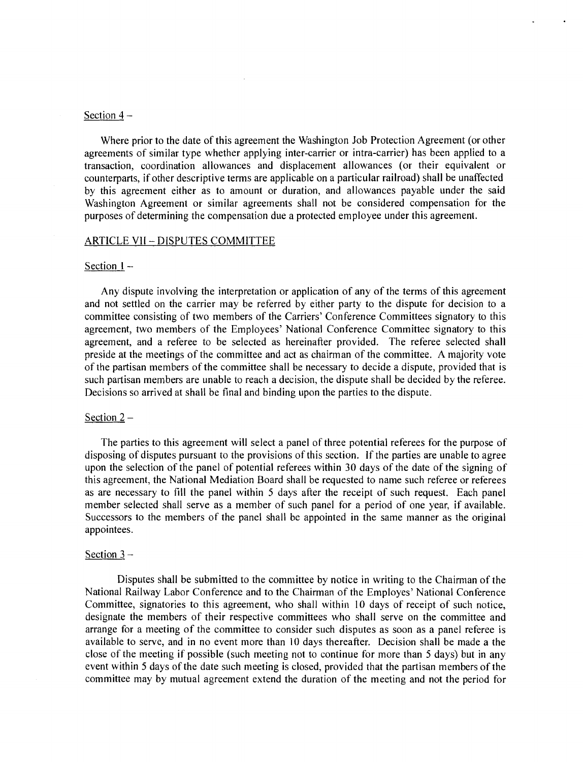Section 4 –

Where prior to the date of this agreement the Washington Job Protection Agreement (or other agreements of similar type whether applying inter-carrier or intra-carrier) has been applied to a transaction, coordination allowances and displacement allowances (or their equivalent or counterparts, if other descriptive terms are applicable on a particular railroad) shall be unaffected by this agreement either as to amount or duration, and allowances payable under the said Washington Agreement or similar agreements shall not be considered compensation for the purposes of determining the compensation due a protected employee under this agreement.

## ARTICLE VII – DISPUTES COMMITTEE

Section 1 –

Any dispute involving the interpretation or application of any of the terms of this agreement and not settled on the carrier may be referred by either party to the dispute for decision to a committee consisting of two members of the Carriers' Conference Committees signatory to this agreement, two members of the Employees' National Conference Committee signatory to this agreement, and a referee to be selected as hereinafter provided. The referee selected shall preside at the meetings of the committee and act as chairman of the committee. A majority vote of the partisan members of the committee shall be necessary to decide a dispute, provided that is such partisan members are unable to reach a decision, the dispute shall be decided by the referee. Decisions so arrived at shall be final and binding upon the parties to the dispute.

Section 2 –

The parties to this agreement will select a panel of three potential referees for the purpose of disposing of disputes pursuant to the provisions of this section. If the parties are unable to agree upon the selection of the panel of potential referees within 30 days of the date of the signing of this agreement, the National Mediation Board shall be requested to name such referee or referees as are necessary to fill the panel within 5 days after the receipt of such request. Each panel member selected shall serve as a member of such panel for a period of one year, if available. Successors to the members of the panel shall be appointed in the same manner as the original appointees.

Section 3 –

Disputes shall be submitted to the committee by notice in writing to the Chairman of the National Railway Labor Conference and to the Chairman of the Employes' National Conference Committee, signatories to this agreement, who shall within 10 days of receipt of such notice, designate the members of their respective committees who shall serve on the committee and arrange for a meeting of the committee to consider such disputes as soon as a panel referee is available to serve, and in no event more than 10 days thereafter. Decision shall be made a the close of the meeting if possible (such meeting not to continue for more than 5 days) but in any event within 5 days of the date such meeting is closed, provided that the partisan members of the committee may by mutual agreement extend the duration of the meeting and not the period for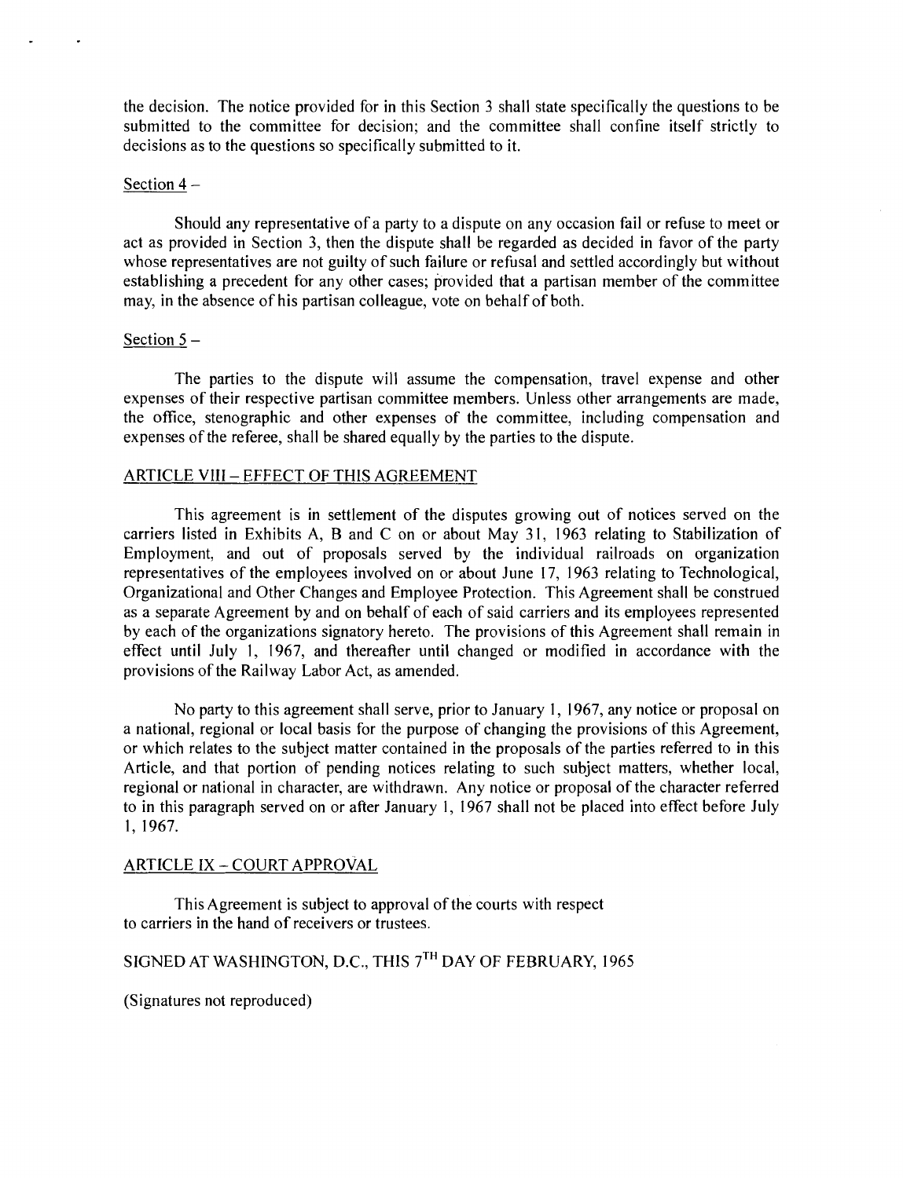the decision. The notice provided for in this Section 3 shall state specifically the questions to be submitted to the committee for decision; and the committee shall confine itself strictly to decisions as to the questions so specifically submitted to it.

Section 4 –

Should any representative of a party to a dispute on any occasion fail or refuse to meet or act as provided in Section 3, then the dispute shall be regarded as decided in favor of the party whose representatives are not guilty of such failure or refusal and settled accordingly but without establishing a precedent for any other cases; provided that a partisan member of the committee may, in the absence of his partisan colleague, vote on behalf of both.

Section 5 –

The parties to the dispute will assume the compensation, travel expense and other expenses of their respective partisan committee members. Unless other arrangements are made, the office, stenographic and other expenses of the committee, including compensation and expenses of the referee, shall be shared equally by the parties to the dispute.

ARTICLE VIII – EFFECT OF THIS AGREEMENT

This agreement is in settlement of the disputes growing out of notices served on the carriers listed in Exhibits A, B and C on or about May 31, 1963 relating to Stabilization of Employment, and out of proposals served by the individual railroads on organization representatives of the employees involved on or about June 17, 1963 relating to Technological, Organizational and Other Changes and Employee Protection. This Agreement shall be construed as a separate Agreement by and on behalf of each of said carriers and its employees represented by each of the organizations signatory hereto. The provisions of this Agreement shall remain in effect until July 1, 1967, and thereafter until changed or modified in accordance with the provisions of the Railway Labor Act, as amended.

No party to this agreement shall serve, prior to January 1, 1967, any notice or proposal on a national, regional or local basis for the purpose of changing the provisions of this Agreement, or which relates to the subject matter contained in the proposals of the parties referred to in this Article, and that portion of pending notices relating to such subject matters, whether local, regional or national in character, are withdrawn. Any notice or proposal of the character referred to in this paragraph served on or after January 1, 1967 shall not be placed into effect before July 1, 1967.

ARTICLE IX – COURT APPROVAL

This Agreement is subject to approval of the courts with respect to carriers in the hand of receivers or trustees.

SIGNED AT WASHINGTON, D.C., THIS 7TH DAY OF FEBRUARY, 1965

(Signatures not reproduced)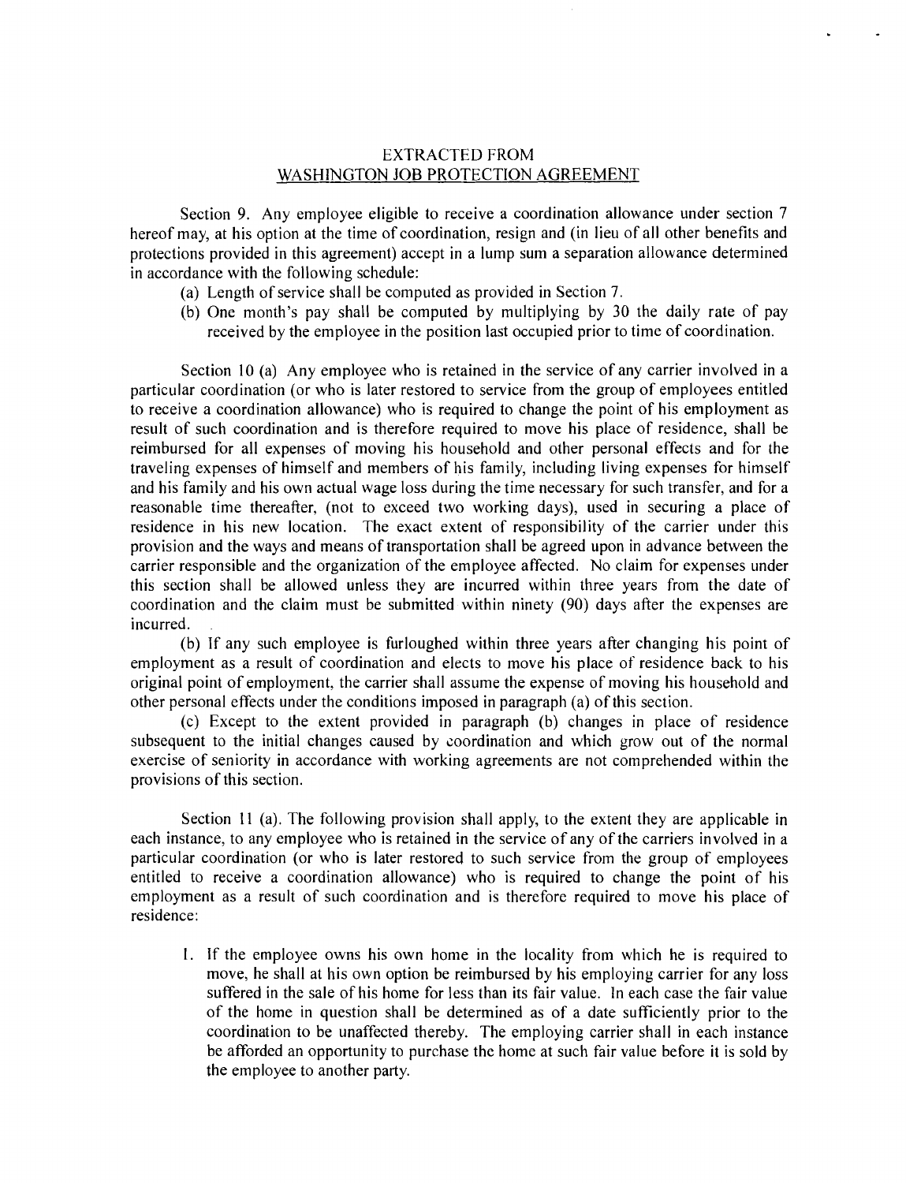## EXTRACTED FROM
## WASHINGTON JOB PROTECTION AGREEMENT

Section 9. Any employee eligible to receive a coordination allowance under section 7 hereof may, at his option at the time of coordination, resign and (in lieu of all other benefits and protections provided in this agreement) accept in a lump sum a separation allowance determined in accordance with the following schedule:

(a) Length of service shall be computed as provided in Section 7.

(b) One month's pay shall be computed by multiplying by 30 the daily rate of pay received by the employee in the position last occupied prior to time of coordination.

Section 10 (a) Any employee who is retained in the service of any carrier involved in a particular coordination (or who is later restored to service from the group of employees entitled to receive a coordination allowance) who is required to change the point of his employment as result of such coordination and is therefore required to move his place of residence, shall be reimbursed for all expenses of moving his household and other personal effects and for the traveling expenses of himself and members of his family, including living expenses for himself and his family and his own actual wage loss during the time necessary for such transfer, and for a reasonable time thereafter, (not to exceed two working days), used in securing a place of residence in his new location. The exact extent of responsibility of the carrier under this provision and the ways and means of transportation shall be agreed upon in advance between the carrier responsible and the organization of the employee affected. No claim for expenses under this section shall be allowed unless they are incurred within three years from the date of coordination and the claim must be submitted within ninety (90) days after the expenses are incurred.

(b) If any such employee is furloughed within three years after changing his point of employment as a result of coordination and elects to move his place of residence back to his original point of employment, the carrier shall assume the expense of moving his household and other personal effects under the conditions imposed in paragraph (a) of this section.

(c) Except to the extent provided in paragraph (b) changes in place of residence subsequent to the initial changes caused by coordination and which grow out of the normal exercise of seniority in accordance with working agreements are not comprehended within the provisions of this section.

Section 11 (a). The following provision shall apply, to the extent they are applicable in each instance, to any employee who is retained in the service of any of the carriers involved in a particular coordination (or who is later restored to such service from the group of employees entitled to receive a coordination allowance) who is required to change the point of his employment as a result of such coordination and is therefore required to move his place of residence:

1. If the employee owns his own home in the locality from which he is required to move, he shall at his own option be reimbursed by his employing carrier for any loss suffered in the sale of his home for less than its fair value. In each case the fair value of the home in question shall be determined as of a date sufficiently prior to the coordination to be unaffected thereby. The employing carrier shall in each instance be afforded an opportunity to purchase the home at such fair value before it is sold by the employee to another party.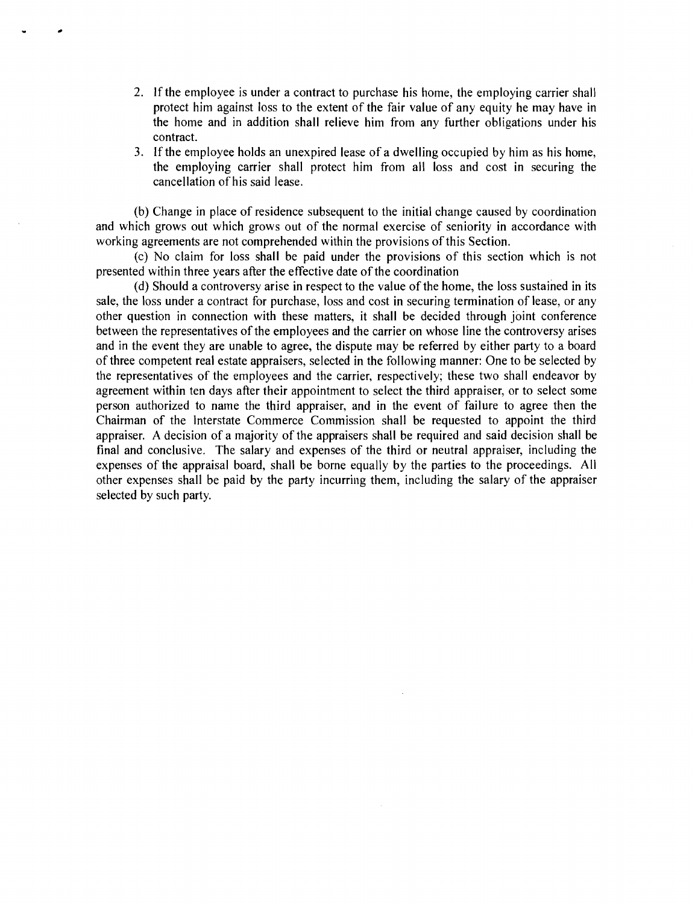2. If the employee is under a contract to purchase his home, the employing carrier shall protect him against loss to the extent of the fair value of any equity he may have in the home and in addition shall relieve him from any further obligations under his contract.
3. If the employee holds an unexpired lease of a dwelling occupied by him as his home, the employing carrier shall protect him from all loss and cost in securing the cancellation of his said lease.

(b) Change in place of residence subsequent to the initial change caused by coordination and which grows out which grows out of the normal exercise of seniority in accordance with working agreements are not comprehended within the provisions of this Section.

(c) No claim for loss shall be paid under the provisions of this section which is not presented within three years after the effective date of the coordination

(d) Should a controversy arise in respect to the value of the home, the loss sustained in its sale, the loss under a contract for purchase, loss and cost in securing termination of lease, or any other question in connection with these matters, it shall be decided through joint conference between the representatives of the employees and the carrier on whose line the controversy arises and in the event they are unable to agree, the dispute may be referred by either party to a board of three competent real estate appraisers, selected in the following manner: One to be selected by the representatives of the employees and the carrier, respectively; these two shall endeavor by agreement within ten days after their appointment to select the third appraiser, or to select some person authorized to name the third appraiser, and in the event of failure to agree then the Chairman of the Interstate Commerce Commission shall be requested to appoint the third appraiser. A decision of a majority of the appraisers shall be required and said decision shall be final and conclusive. The salary and expenses of the third or neutral appraiser, including the expenses of the appraisal board, shall be borne equally by the parties to the proceedings. All other expenses shall be paid by the party incurring them, including the salary of the appraiser selected by such party.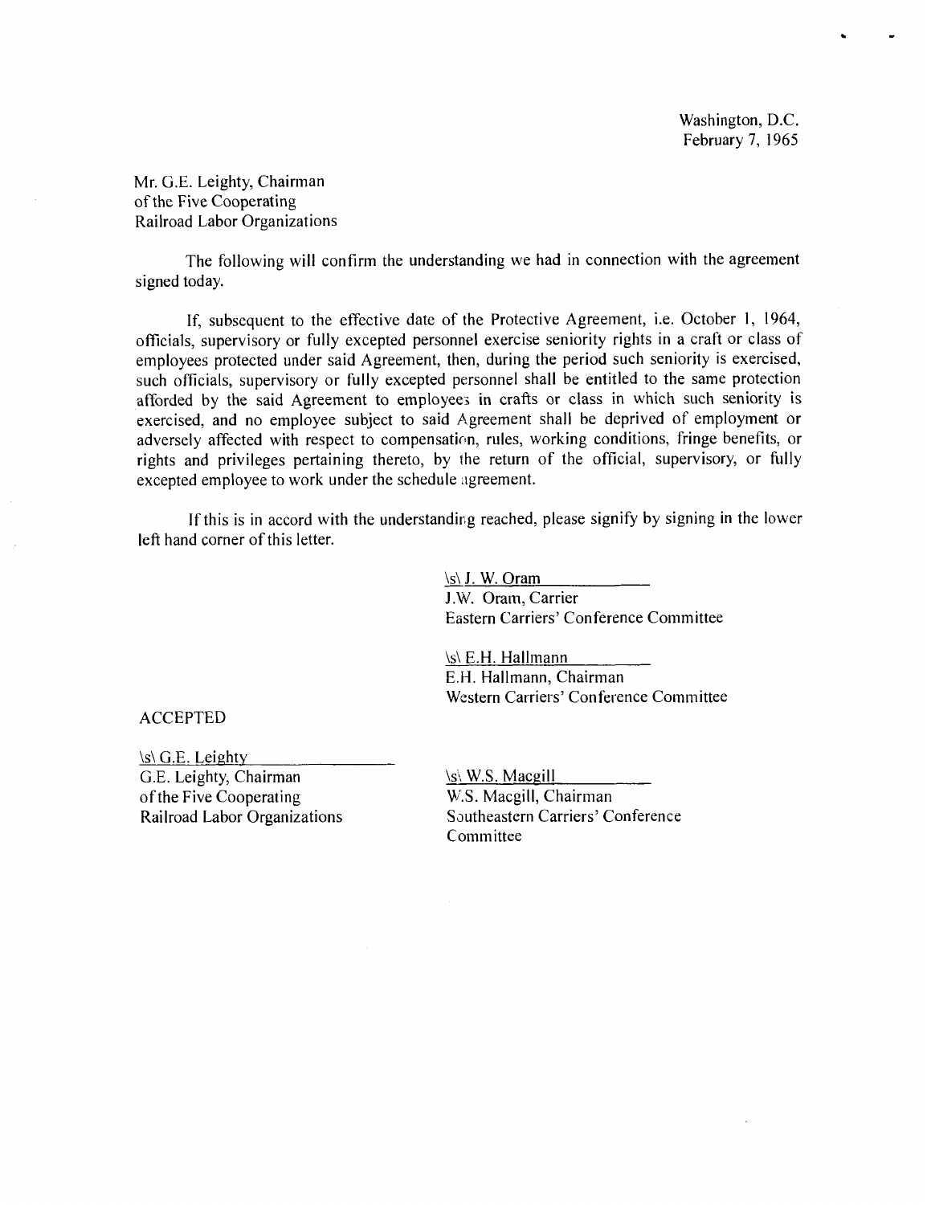Washington, D.C.
February 7, 1965

Mr. G.E. Leighty, Chairman
of the Five Cooperating
Railroad Labor Organizations

The following will confirm the understanding we had in connection with the agreement signed today.

If, subsequent to the effective date of the Protective Agreement, i.e. October 1, 1964, officials, supervisory or fully excepted personnel exercise seniority rights in a craft or class of employees protected under said Agreement, then, during the period such seniority is exercised, such officials, supervisory or fully excepted personnel shall be entitled to the same protection afforded by the said Agreement to employees in crafts or class in which such seniority is exercised, and no employee subject to said Agreement shall be deprived of employment or adversely affected with respect to compensation, rules, working conditions, fringe benefits, or rights and privileges pertaining thereto, by the return of the official, supervisory, or fully excepted employee to work under the schedule agreement.

If this is in accord with the understanding reached, please signify by signing in the lower left hand corner of this letter.

\s\ J. W. Oram
J.W. Oram, Carrier
Eastern Carriers' Conference Committee

\s\ E.H. Hallmann
E.H. Hallmann, Chairman
Western Carriers' Conference Committee

ACCEPTED

\s\ G.E. Leighty
G.E. Leighty, Chairman
of the Five Cooperating
Railroad Labor Organizations

\s\ W.S. Macgill
W.S. Macgill, Chairman
Southeastern Carriers' Conference
Committee